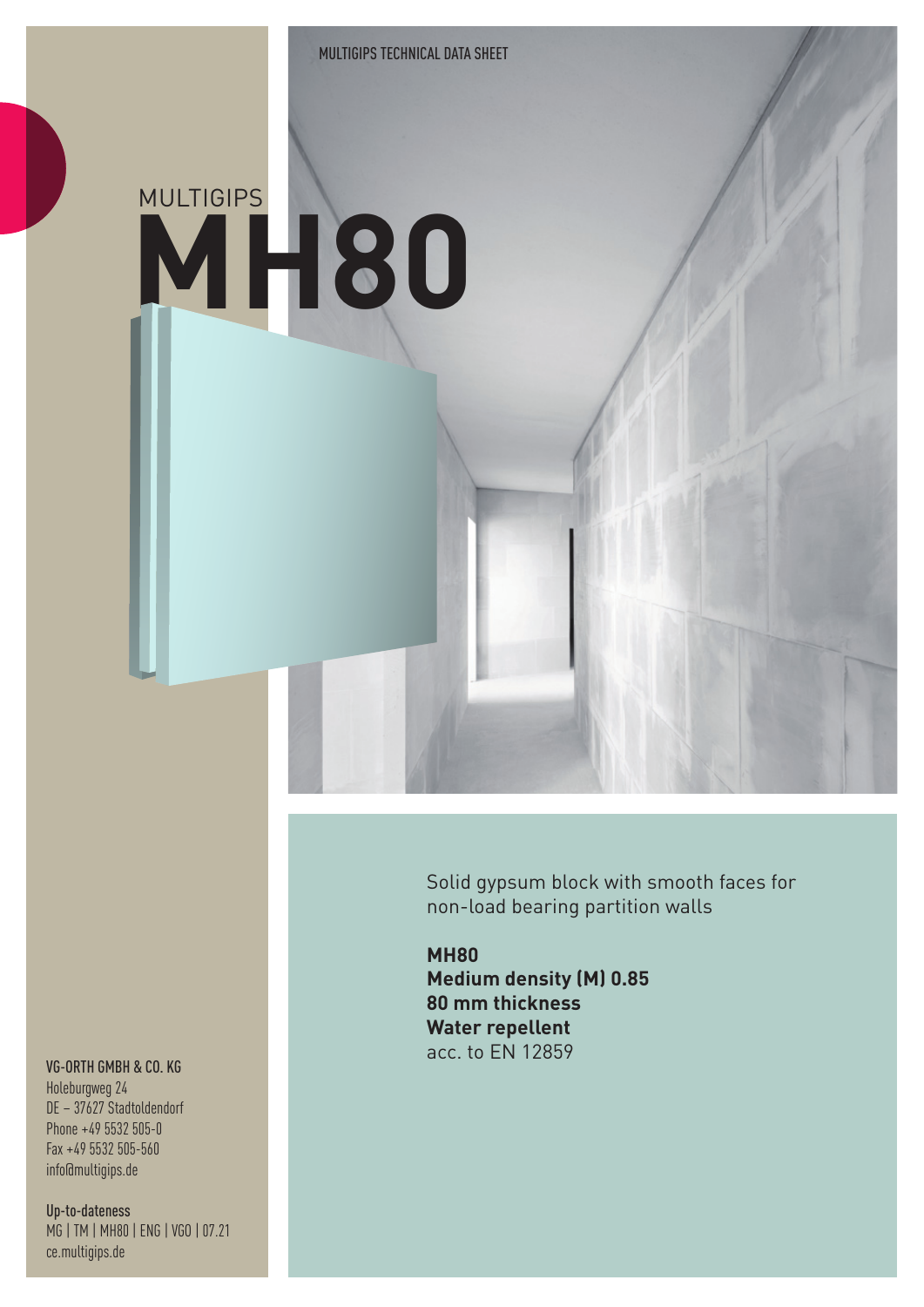MULTIGIPS TECHNICAL DATA SHEET

# MULTIGIPS MH80

Solid gypsum block with smooth faces for non-load bearing partition walls

**MH80**
**Medium density (M) 0.85**
**80 mm thickness**
**Water repellent**
acc. to EN 12859

VG-ORTH GMBH & CO. KG
Holeburgweg 24
DE – 37627 Stadtoldendorf
Phone +49 5532 505-0
Fax +49 5532 505-560
info@multigips.de

Up-to-dateness
MG | TM | MH80 | ENG | VGO | 07.21
ce.multigips.de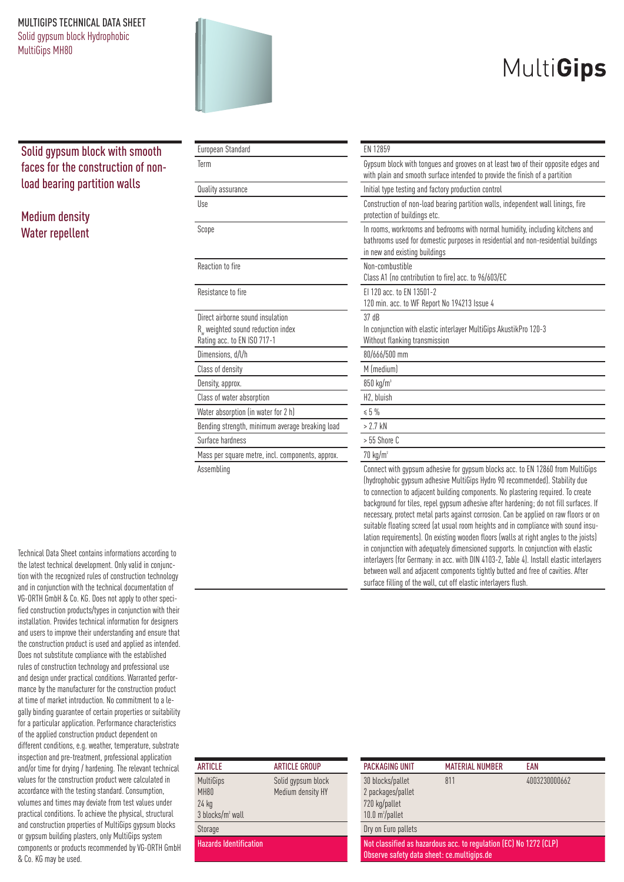MULTIGIPS TECHNICAL DATA SHEET
Solid gypsum block Hydrophobic
MultiGips MH80

MultiGips

## Solid gypsum block with smooth faces for the construction of non-load bearing partition walls

## Medium density
## Water repellent

| | |
|---|---|
| European Standard | EN 12859 |
| Term | Gypsum block with tongues and grooves on at least two of their opposite edges and with plain and smooth surface intended to provide the finish of a partition |
| Quality assurance | Initial type testing and factory production control |
| Use | Construction of non-load bearing partition walls, independent wall linings, fire protection of buildings etc. |
| Scope | In rooms, workrooms and bedrooms with normal humidity, including kitchens and bathrooms used for domestic purposes in residential and non-residential buildings in new and existing buildings |
| Reaction to fire | Non-combustible<br>Class A1 (no contribution to fire) acc. to 96/603/EC |
| Resistance to fire | EI 120 acc. to EN 13501-2<br>120 min. acc. to WF Report No 194213 Issue 4 |
| Direct airborne sound insulation<br>$R_w$ weighted sound reduction index<br>Rating acc. to EN ISO 717-1 | 37 dB<br>In conjunction with elastic interlayer MultiGips AkustikPro 120-3<br>Without flanking transmission |
| Dimensions, d/l/h | 80/666/500 mm |
| Class of density | M (medium) |
| Density, approx. | 850 kg/m³ |
| Class of water absorption | H2, bluish |
| Water absorption (in water for 2 h) | ≤ 5 % |
| Bending strength, minimum average breaking load | > 2.7 kN |
| Surface hardness | > 55 Shore C |
| Mass per square metre, incl. components, approx. | 70 kg/m² |
| Assembling | Connect with gypsum adhesive for gypsum blocks acc. to EN 12860 from MultiGips (hydrophobic gypsum adhesive MultiGips Hydro 90 recommended). Stability due to connection to adjacent building components. No plastering required. To create background for tiles, repel gypsum adhesive after hardening; do not fill surfaces. If necessary, protect metal parts against corrosion. Can be applied on raw floors or on suitable floating screed (at usual room heights and in compliance with sound insulation requirements). On existing wooden floors (walls at right angles to the joists) in conjunction with adequately dimensioned supports. In conjunction with elastic interlayers (for Germany: in acc. with DIN 4103-2, Table 4). Install elastic interlayers between wall and adjacent components tightly butted and free of cavities. After surface filling of the wall, cut off elastic interlayers flush. |

Technical Data Sheet contains informations according to the latest technical development. Only valid in conjunction with the recognized rules of construction technology and in conjunction with the technical documentation of VG-ORTH GmbH & Co. KG. Does not apply to other specified construction products/types in conjunction with their installation. Provides technical information for designers and users to improve their understanding and ensure that the construction product is used and applied as intended. Does not substitute compliance with the established rules of construction technology and professional use and design under practical conditions. Warranted performance by the manufacturer for the construction product at time of market introduction. No commitment to a legally binding guarantee of certain properties or suitability for a particular application. Performance characteristics of the applied construction product dependent on different conditions, e.g. weather, temperature, substrate inspection and pre-treatment, professional application and/or time for drying / hardening. The relevant technical values for the construction product were calculated in accordance with the testing standard. Consumption, volumes and times may deviate from test values under practical conditions. To achieve the physical, structural and construction properties of MultiGips gypsum blocks or gypsum building plasters, only MultiGips system components or products recommended by VG-ORTH GmbH & Co. KG may be used.

| ARTICLE | ARTICLE GROUP | PACKAGING UNIT | MATERIAL NUMBER | EAN |
|---|---|---|---|---|
| MultiGips<br>MH80<br>24 kg<br>3 blocks/m² wall | Solid gypsum block<br>Medium density HY | 30 blocks/pallet<br>2 packages/pallet<br>720 kg/pallet<br>10.0 m²/pallet | 811 | 4003230000662 |
| Storage | | Dry on Euro pallets | | |
| Hazards Identification | | Not classified as hazardous acc. to regulation (EC) No 1272 (CLP)<br>Observe safety data sheet: ce.multigips.de | | |